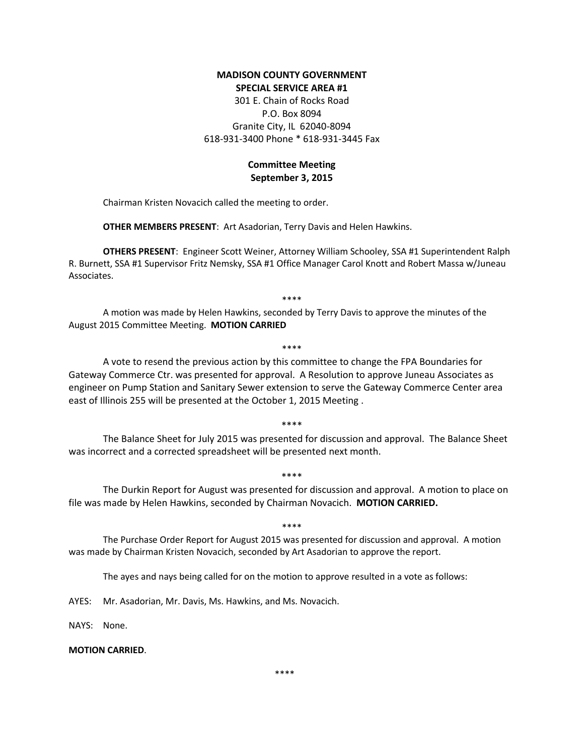**MADISON COUNTY GOVERNMENT**
**SPECIAL SERVICE AREA #1**
301 E. Chain of Rocks Road
P.O. Box 8094
Granite City, IL 62040-8094
618-931-3400 Phone * 618-931-3445 Fax

**Committee Meeting**
**September 3, 2015**

Chairman Kristen Novacich called the meeting to order.

**OTHER MEMBERS PRESENT**: Art Asadorian, Terry Davis and Helen Hawkins.

**OTHERS PRESENT**: Engineer Scott Weiner, Attorney William Schooley, SSA #1 Superintendent Ralph R. Burnett, SSA #1 Supervisor Fritz Nemsky, SSA #1 Office Manager Carol Knott and Robert Massa w/Juneau Associates.

****

A motion was made by Helen Hawkins, seconded by Terry Davis to approve the minutes of the August 2015 Committee Meeting. **MOTION CARRIED**

****

A vote to resend the previous action by this committee to change the FPA Boundaries for Gateway Commerce Ctr. was presented for approval. A Resolution to approve Juneau Associates as engineer on Pump Station and Sanitary Sewer extension to serve the Gateway Commerce Center area east of Illinois 255 will be presented at the October 1, 2015 Meeting .

****

The Balance Sheet for July 2015 was presented for discussion and approval. The Balance Sheet was incorrect and a corrected spreadsheet will be presented next month.

****

The Durkin Report for August was presented for discussion and approval. A motion to place on file was made by Helen Hawkins, seconded by Chairman Novacich. **MOTION CARRIED.**

****

The Purchase Order Report for August 2015 was presented for discussion and approval. A motion was made by Chairman Kristen Novacich, seconded by Art Asadorian to approve the report.

The ayes and nays being called for on the motion to approve resulted in a vote as follows:

AYES: Mr. Asadorian, Mr. Davis, Ms. Hawkins, and Ms. Novacich.

NAYS: None.

**MOTION CARRIED**.

****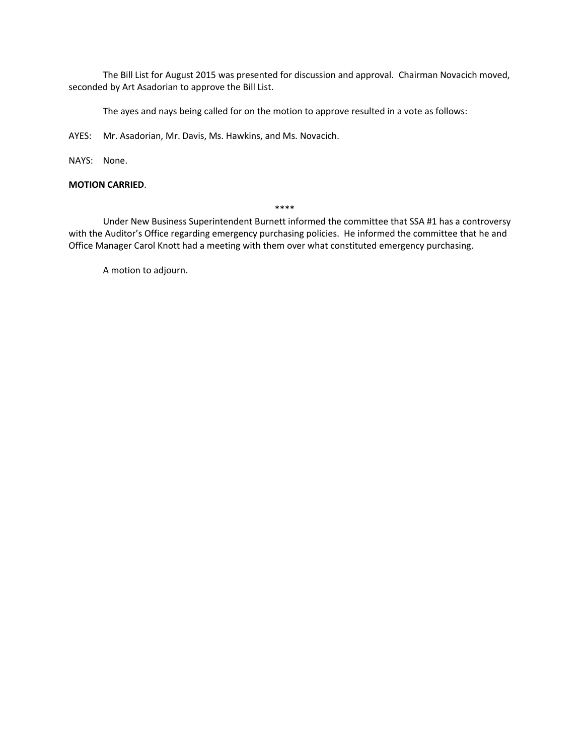The Bill List for August 2015 was presented for discussion and approval. Chairman Novacich moved, seconded by Art Asadorian to approve the Bill List.

The ayes and nays being called for on the motion to approve resulted in a vote as follows:

AYES: Mr. Asadorian, Mr. Davis, Ms. Hawkins, and Ms. Novacich.

NAYS: None.

**MOTION CARRIED**.

****

Under New Business Superintendent Burnett informed the committee that SSA #1 has a controversy with the Auditor's Office regarding emergency purchasing policies. He informed the committee that he and Office Manager Carol Knott had a meeting with them over what constituted emergency purchasing.

A motion to adjourn.